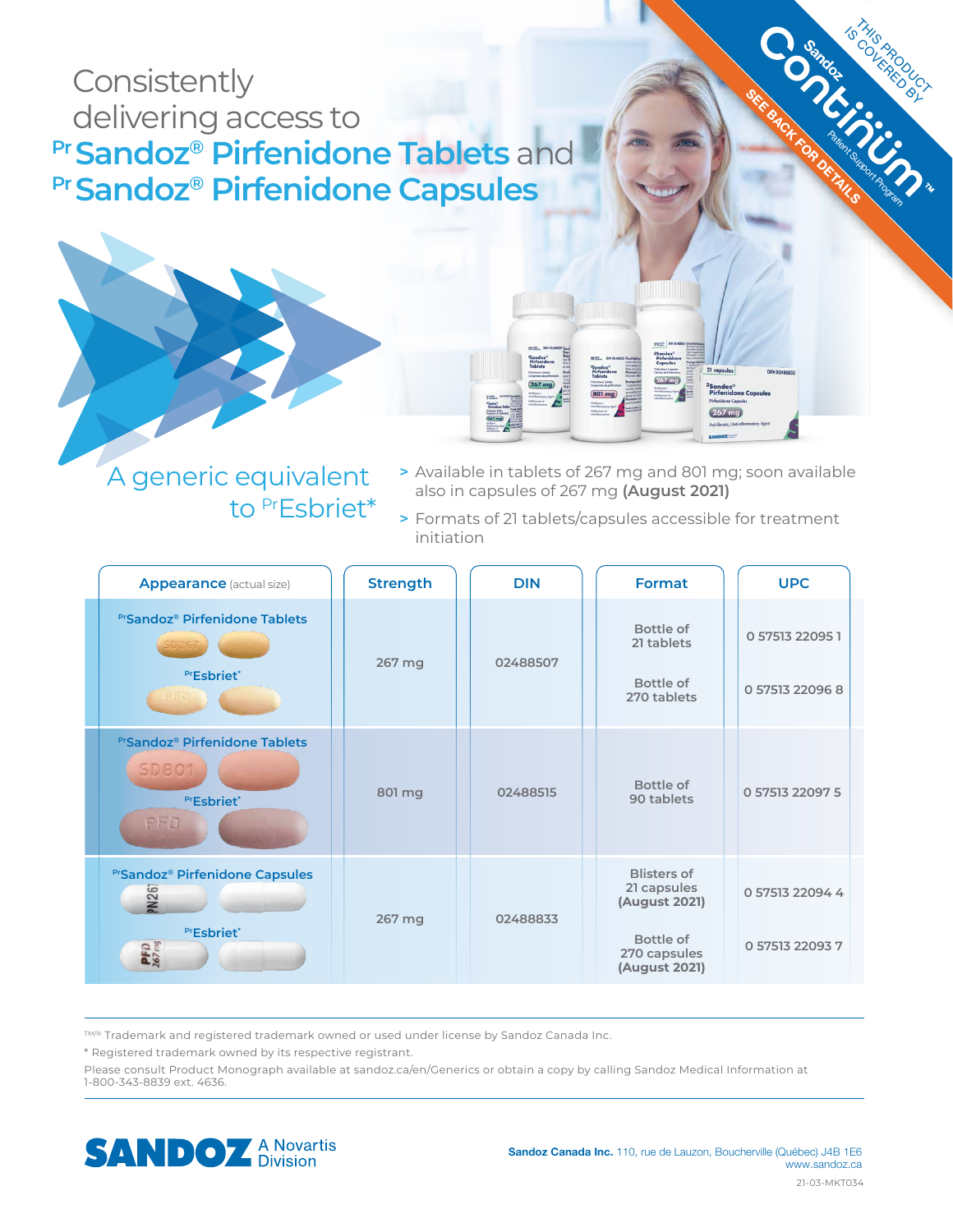# Consistently delivering access to Pr Sandoz® Pirfenidone Tablets and Pr Sandoz® Pirfenidone Capsules

THIS PRODUCT IS COVERED BY Sandoz Continüm™ Patient Support Program — SEE BACK FOR DETAILS

## A generic equivalent to PrEsbriet*

- Available in tablets of 267 mg and 801 mg; soon available also in capsules of 267 mg **(August 2021)**
- Formats of 21 tablets/capsules accessible for treatment initiation

| Appearance (actual size) | Strength | DIN | Format | UPC |
|---|---|---|---|---|
| PrSandoz® Pirfenidone Tablets / PrEsbriet* | 267 mg | 02488507 | Bottle of 21 tablets | 0 57513 22095 1 |
| | | | Bottle of 270 tablets | 0 57513 22096 8 |
| PrSandoz® Pirfenidone Tablets / PrEsbriet* | 801 mg | 02488515 | Bottle of 90 tablets | 0 57513 22097 5 |
| PrSandoz® Pirfenidone Capsules / PrEsbriet* | 267 mg | 02488833 | Blisters of 21 capsules **(August 2021)** | 0 57513 22094 4 |
| | | | Bottle of 270 capsules **(August 2021)** | 0 57513 22093 7 |

TM/® Trademark and registered trademark owned or used under license by Sandoz Canada Inc.

\* Registered trademark owned by its respective registrant.

Please consult Product Monograph available at sandoz.ca/en/Generics or obtain a copy by calling Sandoz Medical Information at 1-800-343-8839 ext. 4636.

SANDOZ A Novartis Division

**Sandoz Canada Inc.** 110, rue de Lauzon, Boucherville (Québec) J4B 1E6
www.sandoz.ca

21-03-MKT034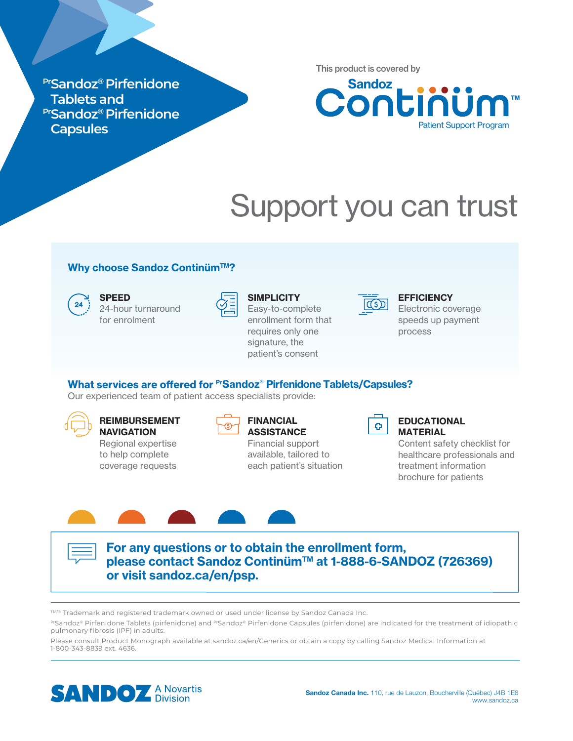# PrSandoz® Pirfenidone Tablets and PrSandoz® Pirfenidone Capsules

This product is covered by

**Sandoz Continüm™**
Patient Support Program

## Support you can trust

### Why choose Sandoz Continüm™?

**SPEED**
24-hour turnaround for enrolment

**SIMPLICITY**
Easy-to-complete enrollment form that requires only one signature, the patient's consent

**EFFICIENCY**
Electronic coverage speeds up payment process

### What services are offered for PrSandoz® Pirfenidone Tablets/Capsules?

Our experienced team of patient access specialists provide:

**REIMBURSEMENT NAVIGATION**
Regional expertise to help complete coverage requests

**FINANCIAL ASSISTANCE**
Financial support available, tailored to each patient's situation

**EDUCATIONAL MATERIAL**
Content safety checklist for healthcare professionals and treatment information brochure for patients

**For any questions or to obtain the enrollment form, please contact Sandoz Continüm™ at 1-888-6-SANDOZ (726369) or visit sandoz.ca/en/psp.**

TM/® Trademark and registered trademark owned or used under license by Sandoz Canada Inc.

PrSandoz® Pirfenidone Tablets (pirfenidone) and PrSandoz® Pirfenidone Capsules (pirfenidone) are indicated for the treatment of idiopathic pulmonary fibrosis (IPF) in adults.

Please consult Product Monograph available at sandoz.ca/en/Generics or obtain a copy by calling Sandoz Medical Information at 1-800-343-8839 ext. 4636.

SANDOZ A Novartis Division

**Sandoz Canada Inc.** 110, rue de Lauzon, Boucherville (Québec) J4B 1E6
www.sandoz.ca